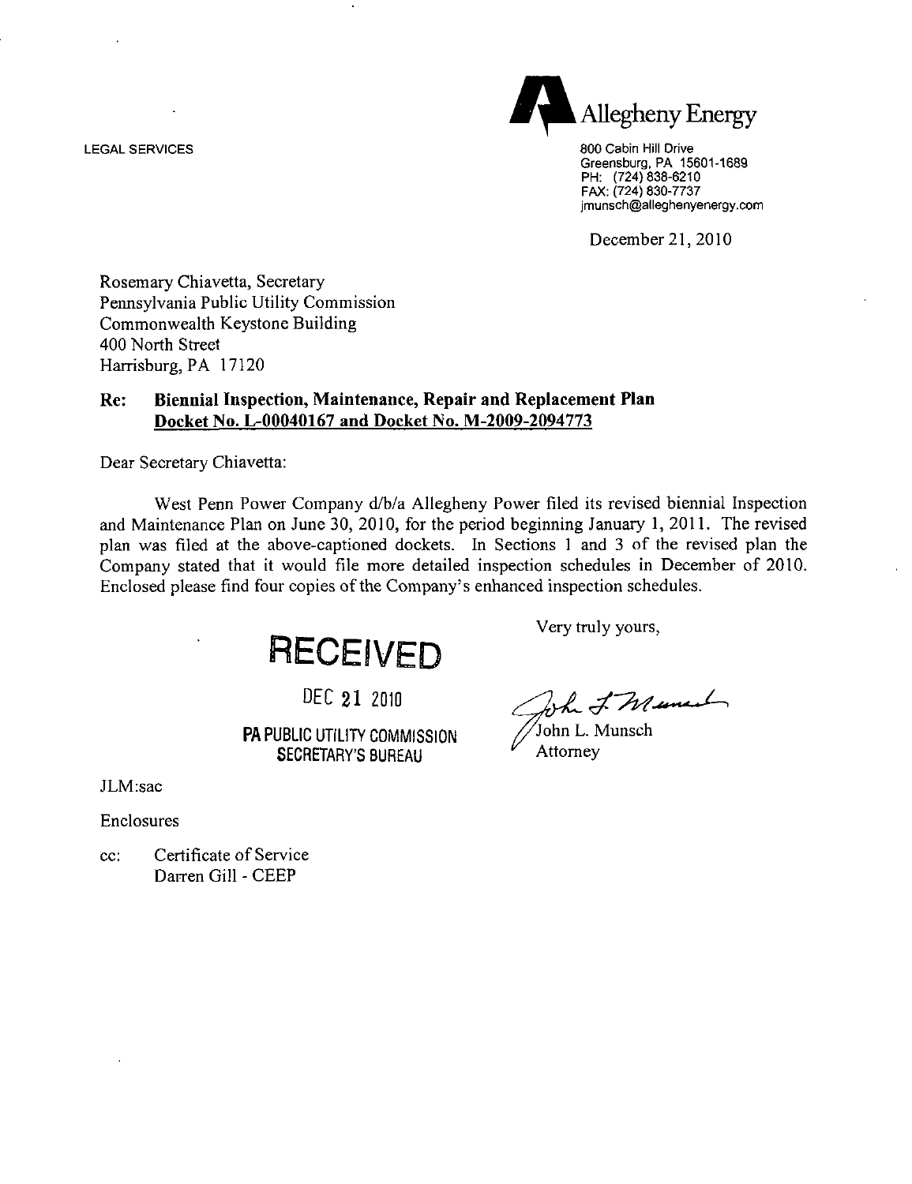Allegheny Energy

LEGAL SERVICES

800 Cabin Hill Drive
Greensburg, PA 15601-1689
PH: (724) 838-6210
FAX: (724) 830-7737
jmunsch@alleghenyenergy.com

December 21, 2010

Rosemary Chiavetta, Secretary
Pennsylvania Public Utility Commission
Commonwealth Keystone Building
400 North Street
Harrisburg, PA 17120

**Re: Biennial Inspection, Maintenance, Repair and Replacement Plan**
**Docket No. L-00040167 and Docket No. M-2009-2094773**

Dear Secretary Chiavetta:

West Penn Power Company d/b/a Allegheny Power filed its revised biennial Inspection and Maintenance Plan on June 30, 2010, for the period beginning January 1, 2011. The revised plan was filed at the above-captioned dockets. In Sections 1 and 3 of the revised plan the Company stated that it would file more detailed inspection schedules in December of 2010. Enclosed please find four copies of the Company's enhanced inspection schedules.

RECEIVED

DEC 21 2010

PA PUBLIC UTILITY COMMISSION
SECRETARY'S BUREAU

Very truly yours,

John L. Munsch
Attorney

JLM:sac

Enclosures

cc: Certificate of Service
Darren Gill - CEEP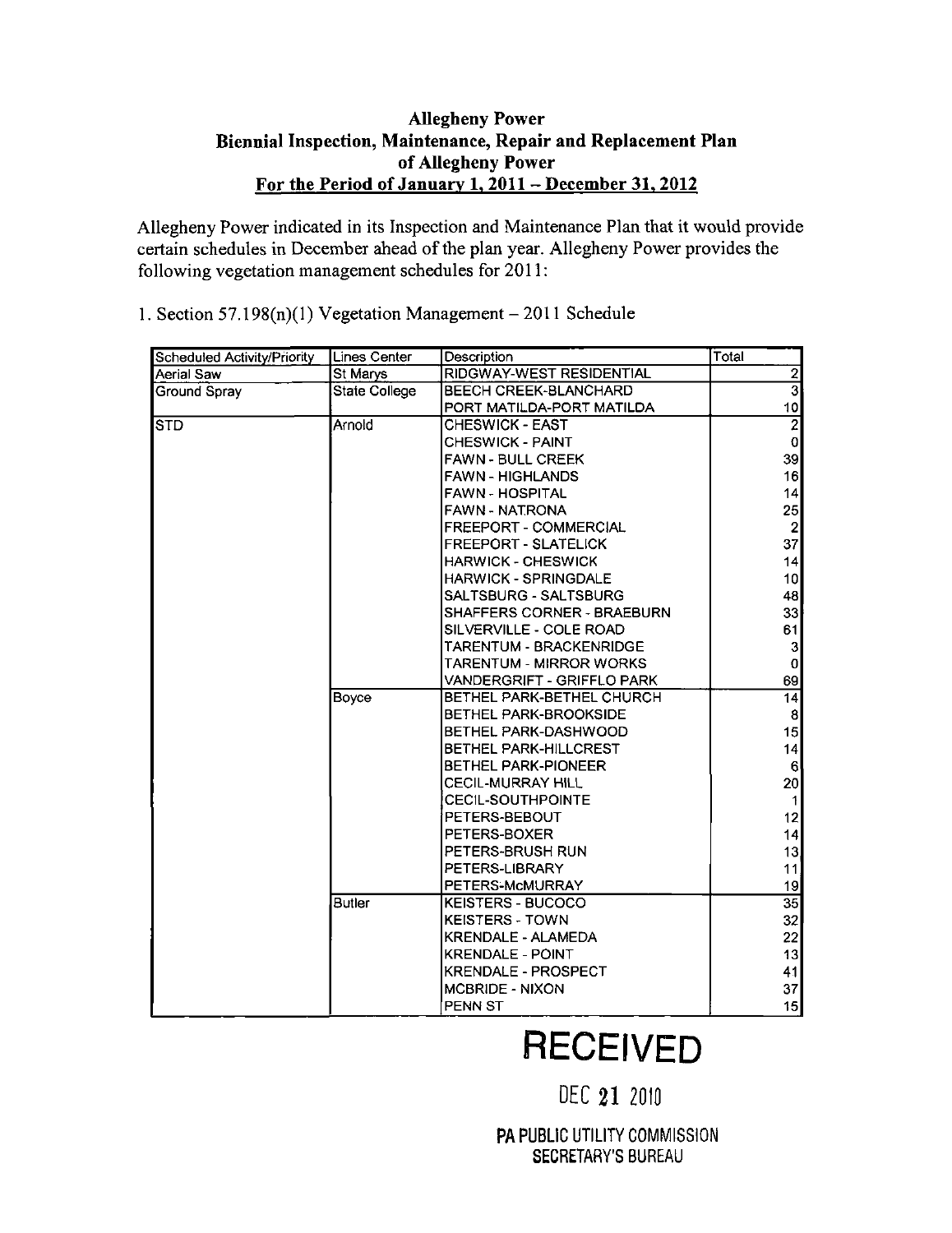**Allegheny Power**
**Biennial Inspection, Maintenance, Repair and Replacement Plan**
**of Allegheny Power**
**For the Period of January 1, 2011 – December 31, 2012**

Allegheny Power indicated in its Inspection and Maintenance Plan that it would provide certain schedules in December ahead of the plan year. Allegheny Power provides the following vegetation management schedules for 2011:

1. Section 57.198(n)(1) Vegetation Management – 2011 Schedule

| Scheduled Activity/Priority | Lines Center | Description | Total |
|---|---|---|---|
| Aerial Saw | St Marys | RIDGWAY-WEST RESIDENTIAL | 2 |
| Ground Spray | State College | BEECH CREEK-BLANCHARD | 3 |
| | | PORT MATILDA-PORT MATILDA | 10 |
| STD | Arnold | CHESWICK - EAST | 2 |
| | | CHESWICK - PAINT | 0 |
| | | FAWN - BULL CREEK | 39 |
| | | FAWN - HIGHLANDS | 16 |
| | | FAWN - HOSPITAL | 14 |
| | | FAWN - NATRONA | 25 |
| | | FREEPORT - COMMERCIAL | 2 |
| | | FREEPORT - SLATELICK | 37 |
| | | HARWICK - CHESWICK | 14 |
| | | HARWICK - SPRINGDALE | 10 |
| | | SALTSBURG - SALTSBURG | 48 |
| | | SHAFFERS CORNER - BRAEBURN | 33 |
| | | SILVERVILLE - COLE ROAD | 61 |
| | | TARENTUM - BRACKENRIDGE | 3 |
| | | TARENTUM - MIRROR WORKS | 0 |
| | | VANDERGRIFT - GRIFFLO PARK | 69 |
| | Boyce | BETHEL PARK-BETHEL CHURCH | 14 |
| | | BETHEL PARK-BROOKSIDE | 8 |
| | | BETHEL PARK-DASHWOOD | 15 |
| | | BETHEL PARK-HILLCREST | 14 |
| | | BETHEL PARK-PIONEER | 6 |
| | | CECIL-MURRAY HILL | 20 |
| | | CECIL-SOUTHPOINTE | 1 |
| | | PETERS-BEBOUT | 12 |
| | | PETERS-BOXER | 14 |
| | | PETERS-BRUSH RUN | 13 |
| | | PETERS-LIBRARY | 11 |
| | | PETERS-McMURRAY | 19 |
| | Butler | KEISTERS - BUCOCO | 35 |
| | | KEISTERS - TOWN | 32 |
| | | KRENDALE - ALAMEDA | 22 |
| | | KRENDALE - POINT | 13 |
| | | KRENDALE - PROSPECT | 41 |
| | | MCBRIDE - NIXON | 37 |
| | | PENN ST | 15 |

RECEIVED

DEC 21 2010

PA PUBLIC UTILITY COMMISSION
SECRETARY'S BUREAU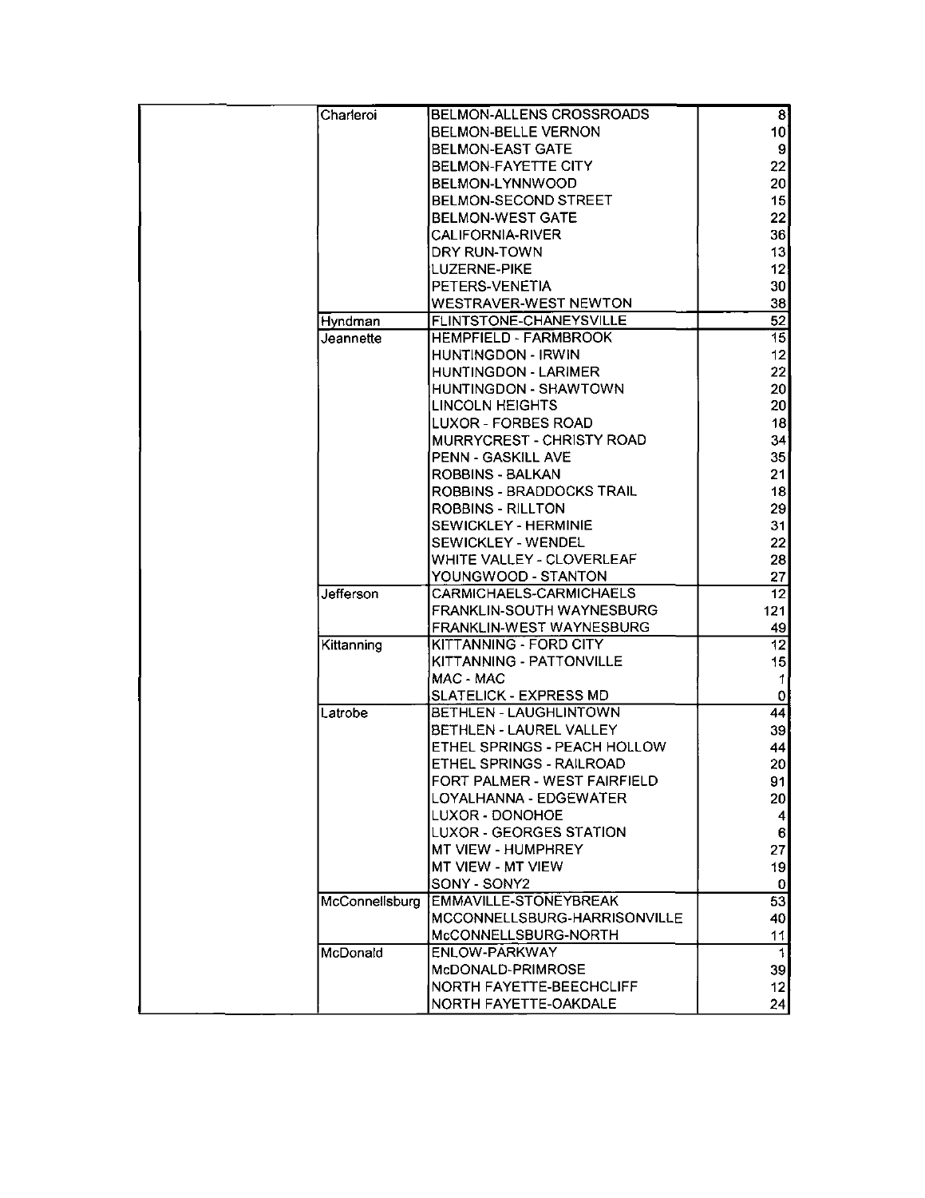| | | | |
|---|---|---|---|
| | Charleroi | BELMON-ALLENS CROSSROADS | 8 |
| | | BELMON-BELLE VERNON | 10 |
| | | BELMON-EAST GATE | 9 |
| | | BELMON-FAYETTE CITY | 22 |
| | | BELMON-LYNNWOOD | 20 |
| | | BELMON-SECOND STREET | 15 |
| | | BELMON-WEST GATE | 22 |
| | | CALIFORNIA-RIVER | 36 |
| | | DRY RUN-TOWN | 13 |
| | | LUZERNE-PIKE | 12 |
| | | PETERS-VENETIA | 30 |
| | | WESTRAVER-WEST NEWTON | 38 |
| | Hyndman | FLINTSTONE-CHANEYSVILLE | 52 |
| | Jeannette | HEMPFIELD - FARMBROOK | 15 |
| | | HUNTINGDON - IRWIN | 12 |
| | | HUNTINGDON - LARIMER | 22 |
| | | HUNTINGDON - SHAWTOWN | 20 |
| | | LINCOLN HEIGHTS | 20 |
| | | LUXOR - FORBES ROAD | 18 |
| | | MURRYCREST - CHRISTY ROAD | 34 |
| | | PENN - GASKILL AVE | 35 |
| | | ROBBINS - BALKAN | 21 |
| | | ROBBINS - BRADDOCKS TRAIL | 18 |
| | | ROBBINS - RILLTON | 29 |
| | | SEWICKLEY - HERMINIE | 31 |
| | | SEWICKLEY - WENDEL | 22 |
| | | WHITE VALLEY - CLOVERLEAF | 28 |
| | | YOUNGWOOD - STANTON | 27 |
| | Jefferson | CARMICHAELS-CARMICHAELS | 12 |
| | | FRANKLIN-SOUTH WAYNESBURG | 121 |
| | | FRANKLIN-WEST WAYNESBURG | 49 |
| | Kittanning | KITTANNING - FORD CITY | 12 |
| | | KITTANNING - PATTONVILLE | 15 |
| | | MAC - MAC | 1 |
| | | SLATELICK - EXPRESS MD | 0 |
| | Latrobe | BETHLEN - LAUGHLINTOWN | 44 |
| | | BETHLEN - LAUREL VALLEY | 39 |
| | | ETHEL SPRINGS - PEACH HOLLOW | 44 |
| | | ETHEL SPRINGS - RAILROAD | 20 |
| | | FORT PALMER - WEST FAIRFIELD | 91 |
| | | LOYALHANNA - EDGEWATER | 20 |
| | | LUXOR - DONOHOE | 4 |
| | | LUXOR - GEORGES STATION | 6 |
| | | MT VIEW - HUMPHREY | 27 |
| | | MT VIEW - MT VIEW | 19 |
| | | SONY - SONY2 | 0 |
| | McConnellsburg | EMMAVILLE-STONEYBREAK | 53 |
| | | MCCONNELLSBURG-HARRISONVILLE | 40 |
| | | McCONNELLSBURG-NORTH | 11 |
| | McDonald | ENLOW-PARKWAY | 1 |
| | | McDONALD-PRIMROSE | 39 |
| | | NORTH FAYETTE-BEECHCLIFF | 12 |
| | | NORTH FAYETTE-OAKDALE | 24 |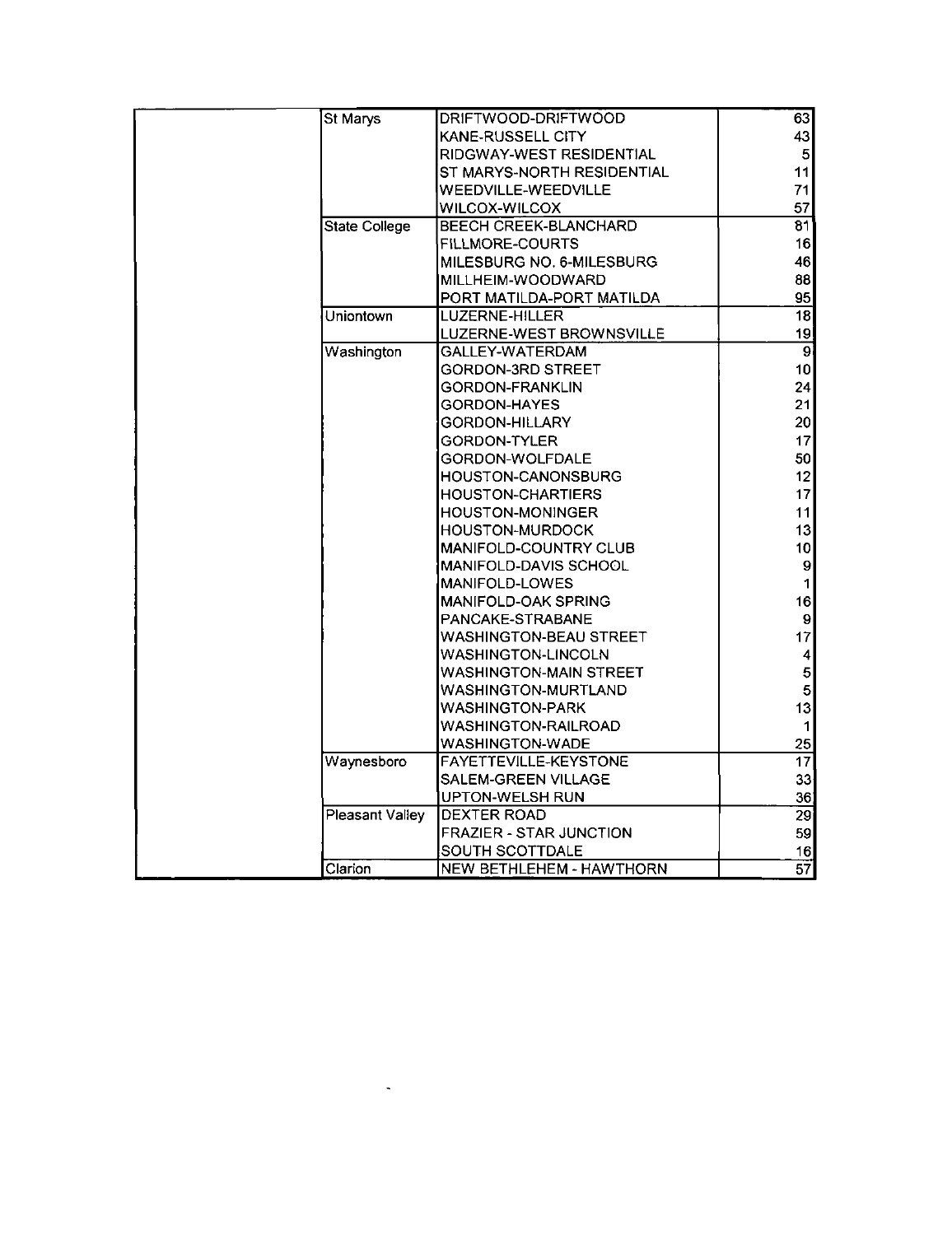| | | | |
|---|---|---|---|
| | St Marys | DRIFTWOOD-DRIFTWOOD | 63 |
| | | KANE-RUSSELL CITY | 43 |
| | | RIDGWAY-WEST RESIDENTIAL | 5 |
| | | ST MARYS-NORTH RESIDENTIAL | 11 |
| | | WEEDVILLE-WEEDVILLE | 71 |
| | | WILCOX-WILCOX | 57 |
| | State College | BEECH CREEK-BLANCHARD | 81 |
| | | FILLMORE-COURTS | 16 |
| | | MILESBURG NO. 6-MILESBURG | 46 |
| | | MILLHEIM-WOODWARD | 88 |
| | | PORT MATILDA-PORT MATILDA | 95 |
| | Uniontown | LUZERNE-HILLER | 18 |
| | | LUZERNE-WEST BROWNSVILLE | 19 |
| | Washington | GALLEY-WATERDAM | 9 |
| | | GORDON-3RD STREET | 10 |
| | | GORDON-FRANKLIN | 24 |
| | | GORDON-HAYES | 21 |
| | | GORDON-HILLARY | 20 |
| | | GORDON-TYLER | 17 |
| | | GORDON-WOLFDALE | 50 |
| | | HOUSTON-CANONSBURG | 12 |
| | | HOUSTON-CHARTIERS | 17 |
| | | HOUSTON-MONINGER | 11 |
| | | HOUSTON-MURDOCK | 13 |
| | | MANIFOLD-COUNTRY CLUB | 10 |
| | | MANIFOLD-DAVIS SCHOOL | 9 |
| | | MANIFOLD-LOWES | 1 |
| | | MANIFOLD-OAK SPRING | 16 |
| | | PANCAKE-STRABANE | 9 |
| | | WASHINGTON-BEAU STREET | 17 |
| | | WASHINGTON-LINCOLN | 4 |
| | | WASHINGTON-MAIN STREET | 5 |
| | | WASHINGTON-MURTLAND | 5 |
| | | WASHINGTON-PARK | 13 |
| | | WASHINGTON-RAILROAD | 1 |
| | | WASHINGTON-WADE | 25 |
| | Waynesboro | FAYETTEVILLE-KEYSTONE | 17 |
| | | SALEM-GREEN VILLAGE | 33 |
| | | UPTON-WELSH RUN | 36 |
| | Pleasant Valley | DEXTER ROAD | 29 |
| | | FRAZIER - STAR JUNCTION | 59 |
| | | SOUTH SCOTTDALE | 16 |
| | Clarion | NEW BETHLEHEM - HAWTHORN | 57 |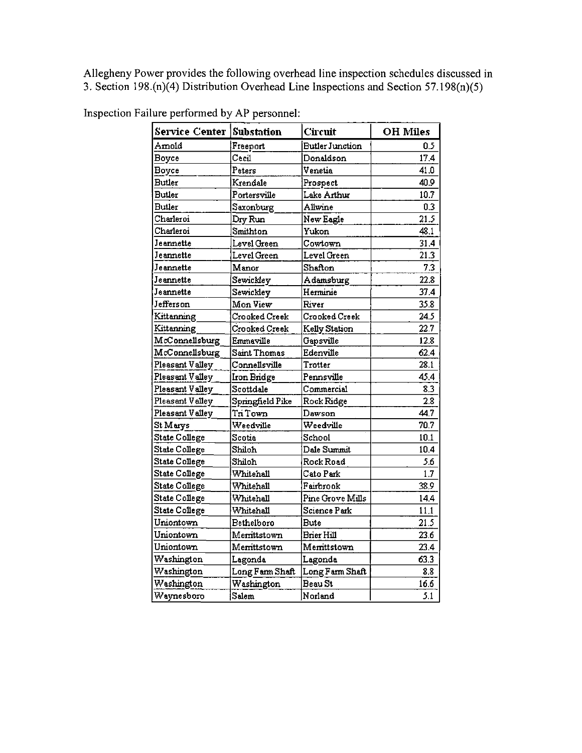Allegheny Power provides the following overhead line inspection schedules discussed in 3. Section 198.(n)(4) Distribution Overhead Line Inspections and Section 57.198(n)(5)

Inspection Failure performed by AP personnel:

| Service Center | Substation | Circuit | OH Miles |
|---|---|---|---|
| Arnold | Freeport | Butler Junction | 0.5 |
| Boyce | Cecil | Donaldson | 17.4 |
| Boyce | Peters | Venetia | 41.0 |
| Butler | Krendale | Prospect | 40.9 |
| Butler | Portersville | Lake Arthur | 10.7 |
| Butler | Saxonburg | Allwine | 0.3 |
| Charleroi | Dry Run | New Eagle | 21.5 |
| Charleroi | Smithton | Yukon | 48.1 |
| Jeannette | Level Green | Cowtown | 31.4 |
| Jeannette | Level Green | Level Green | 21.3 |
| Jeannette | Manor | Shafton | 7.3 |
| Jeannette | Sewickley | Adamsburg | 22.8 |
| Jeannette | Sewickley | Herminie | 37.4 |
| Jefferson | Mon View | River | 35.8 |
| Kittanning | Crooked Creek | Crooked Creek | 24.5 |
| Kittanning | Crooked Creek | Kelly Station | 22.7 |
| McConnellsburg | Emmaville | Gapsville | 12.8 |
| McConnellsburg | Saint Thomas | Edenville | 62.4 |
| Pleasant Valley | Connellsville | Trotter | 28.1 |
| Pleasant Valley | Iron Bridge | Pennsville | 45.4 |
| Pleasant Valley | Scottdale | Commercial | 8.3 |
| Pleasant Valley | Springfield Pike | Rock Ridge | 2.8 |
| Pleasant Valley | Tri Town | Dawson | 44.7 |
| St Marys | Weedville | Weedville | 70.7 |
| State College | Scotia | School | 10.1 |
| State College | Shiloh | Dale Summit | 10.4 |
| State College | Shiloh | Rock Road | 5.6 |
| State College | Whitehall | Cato Park | 1.7 |
| State College | Whitehall | Fairbrook | 38.9 |
| State College | Whitehall | Pine Grove Mills | 14.4 |
| State College | Whitehall | Science Park | 11.1 |
| Uniontown | Bethelboro | Bute | 21.5 |
| Uniontown | Merrittstown | Brier Hill | 23.6 |
| Uniontown | Merrittstown | Merrittstown | 23.4 |
| Washington | Lagonda | Lagonda | 63.3 |
| Washington | Long Farm Shaft | Long Farm Shaft | 8.8 |
| Washington | Washington | Beau St | 16.6 |
| Waynesboro | Salem | Norland | 5.1 |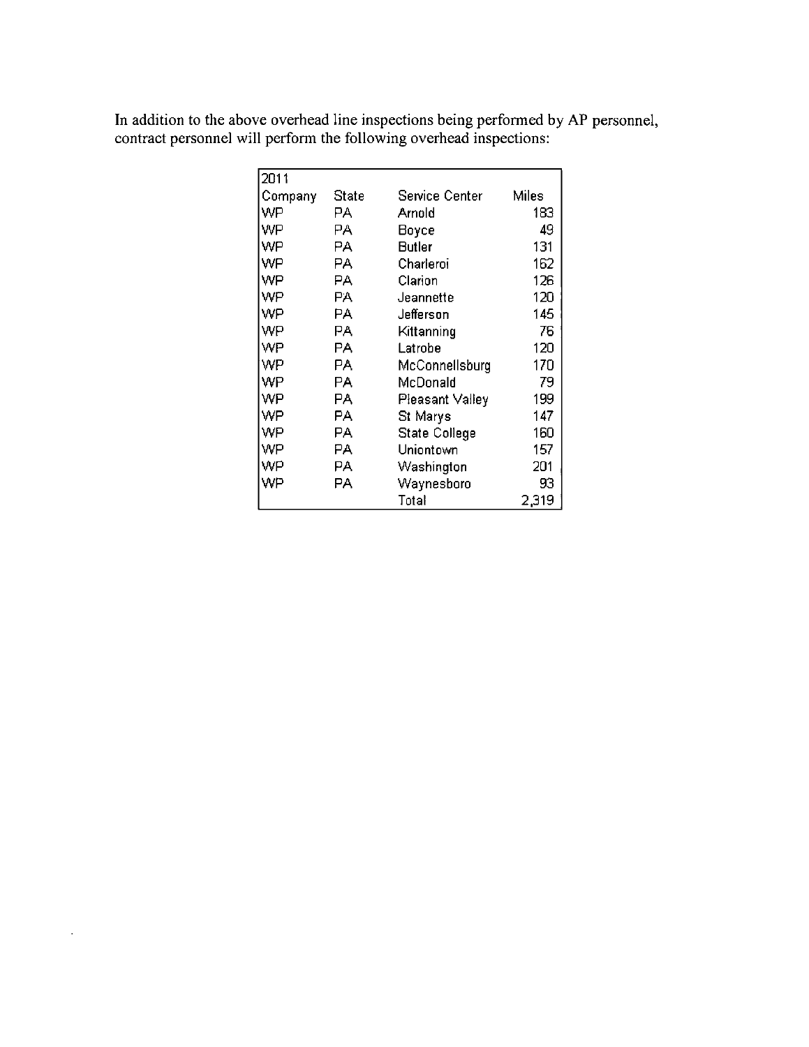In addition to the above overhead line inspections being performed by AP personnel, contract personnel will perform the following overhead inspections:

| 2011 | | | |
|---|---|---|---|
| Company | State | Service Center | Miles |
| WP | PA | Arnold | 183 |
| WP | PA | Boyce | 49 |
| WP | PA | Butler | 131 |
| WP | PA | Charleroi | 162 |
| WP | PA | Clarion | 126 |
| WP | PA | Jeannette | 120 |
| WP | PA | Jefferson | 145 |
| WP | PA | Kittanning | 76 |
| WP | PA | Latrobe | 120 |
| WP | PA | McConnellsburg | 170 |
| WP | PA | McDonald | 79 |
| WP | PA | Pleasant Valley | 199 |
| WP | PA | St Marys | 147 |
| WP | PA | State College | 160 |
| WP | PA | Uniontown | 157 |
| WP | PA | Washington | 201 |
| WP | PA | Waynesboro | 93 |
| | | Total | 2,319 |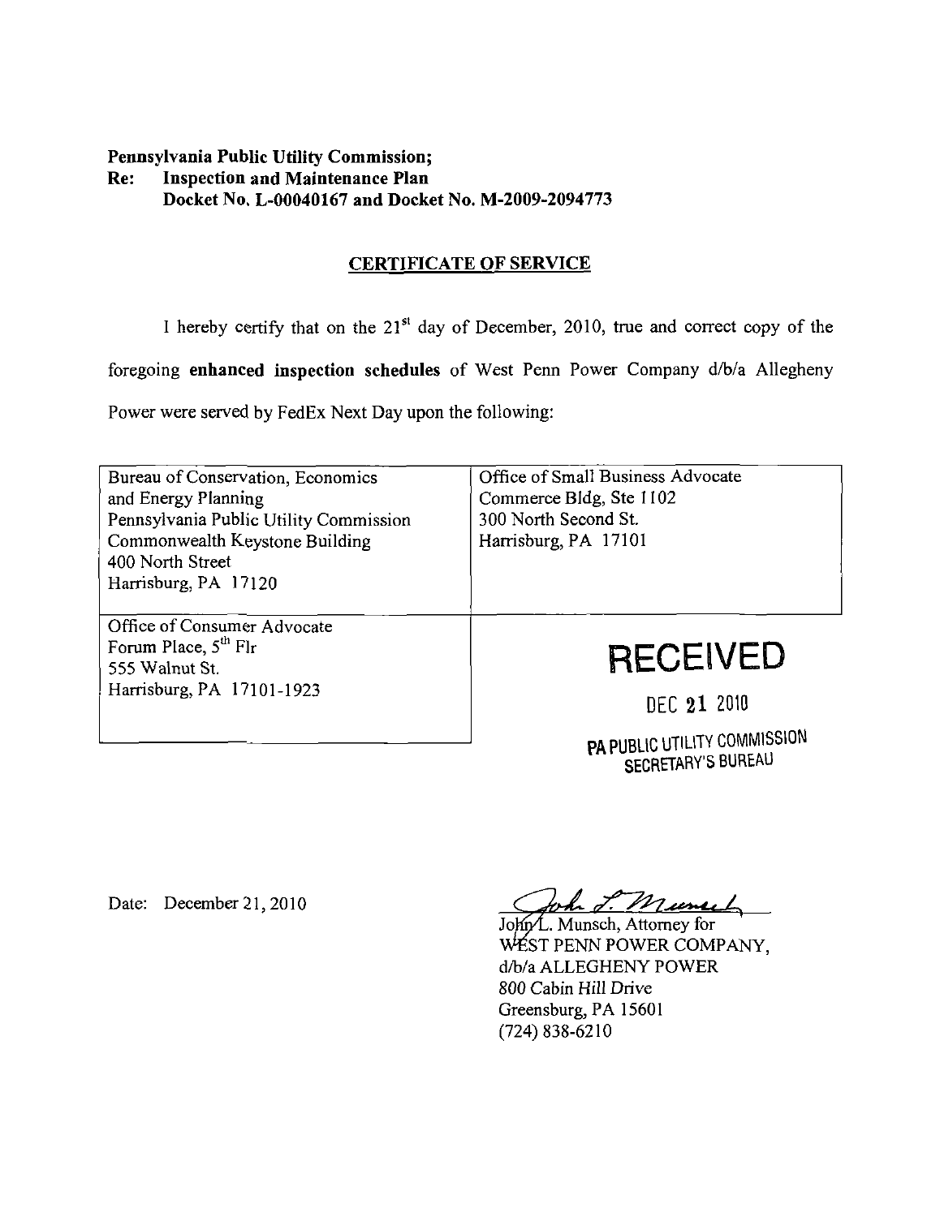**Pennsylvania Public Utility Commission;**
**Re: Inspection and Maintenance Plan**
**Docket No. L-00040167 and Docket No. M-2009-2094773**

## CERTIFICATE OF SERVICE

I hereby certify that on the 21st day of December, 2010, true and correct copy of the foregoing **enhanced inspection schedules** of West Penn Power Company d/b/a Allegheny Power were served by FedEx Next Day upon the following:

| | |
|---|---|
| Bureau of Conservation, Economics and Energy Planning<br>Pennsylvania Public Utility Commission<br>Commonwealth Keystone Building<br>400 North Street<br>Harrisburg, PA 17120 | Office of Small Business Advocate<br>Commerce Bldg, Ste 1102<br>300 North Second St.<br>Harrisburg, PA 17101 |
| Office of Consumer Advocate<br>Forum Place, 5th Flr<br>555 Walnut St.<br>Harrisburg, PA 17101-1923 | |

RECEIVED
DEC 21 2010
PA PUBLIC UTILITY COMMISSION
SECRETARY'S BUREAU

Date: December 21, 2010

John L. Munsch, Attorney for
WEST PENN POWER COMPANY,
d/b/a ALLEGHENY POWER
800 Cabin Hill Drive
Greensburg, PA 15601
(724) 838-6210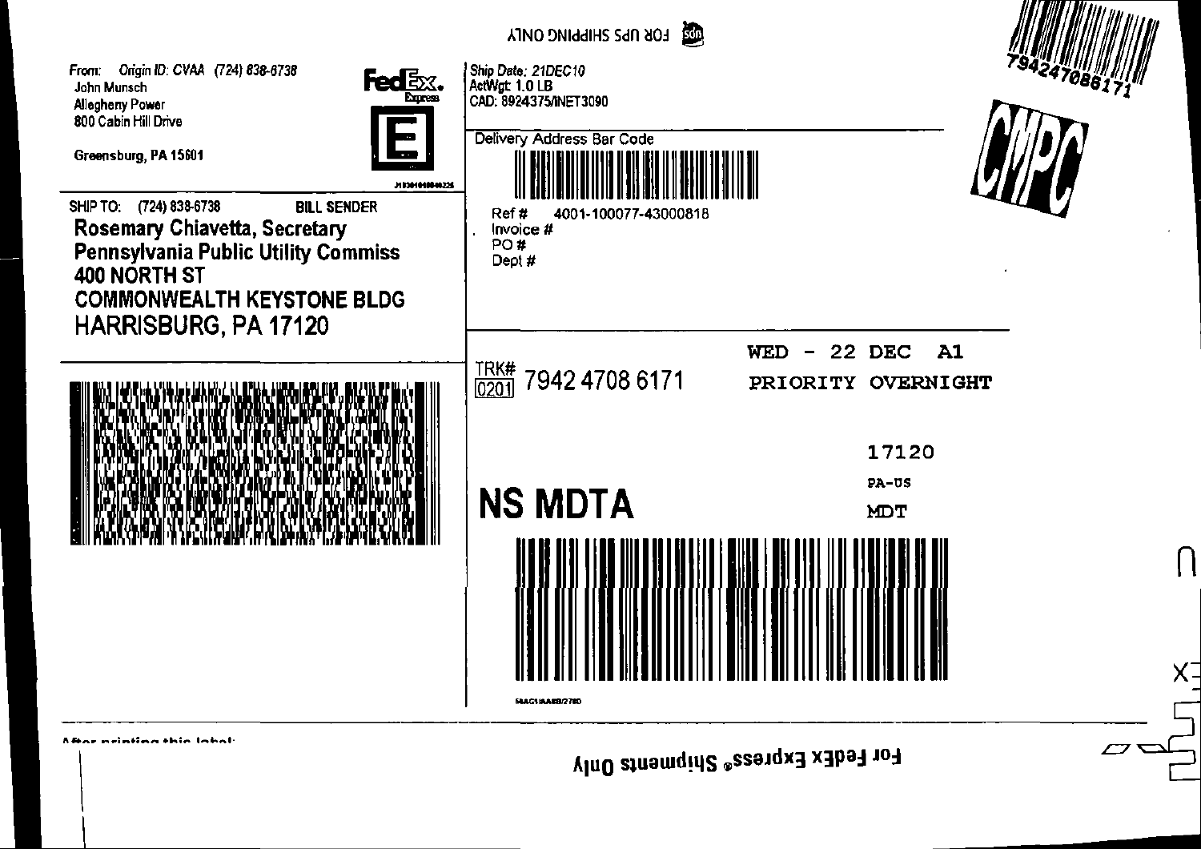FOR UPS SHIPPING ONLY

From: Origin ID: CVAA (724) 838-6738
John Munsch
Allegheny Power
800 Cabin Hill Drive

Greensburg, PA 15601

FedEx Express

E

Ship Date: 21DEC10
ActWgt: 1.0 LB
CAD: 8924375/INET3090

Delivery Address Bar Code

794247086171

CMPC

SHIP TO: (724) 838-6738 BILL SENDER
**Rosemary Chiavetta, Secretary**
**Pennsylvania Public Utility Commiss**
**400 NORTH ST**
**COMMONWEALTH KEYSTONE BLDG**
**HARRISBURG, PA 17120**

Ref # 4001-100077-43000818
Invoice #
PO #
Dept #

TRK# 0201 7942 4708 6171

WED - 22 DEC A1
PRIORITY OVERNIGHT

17120
PA-US
MDT

**NS MDTA**

After printing this label:

For FedEx Express® Shipments Only